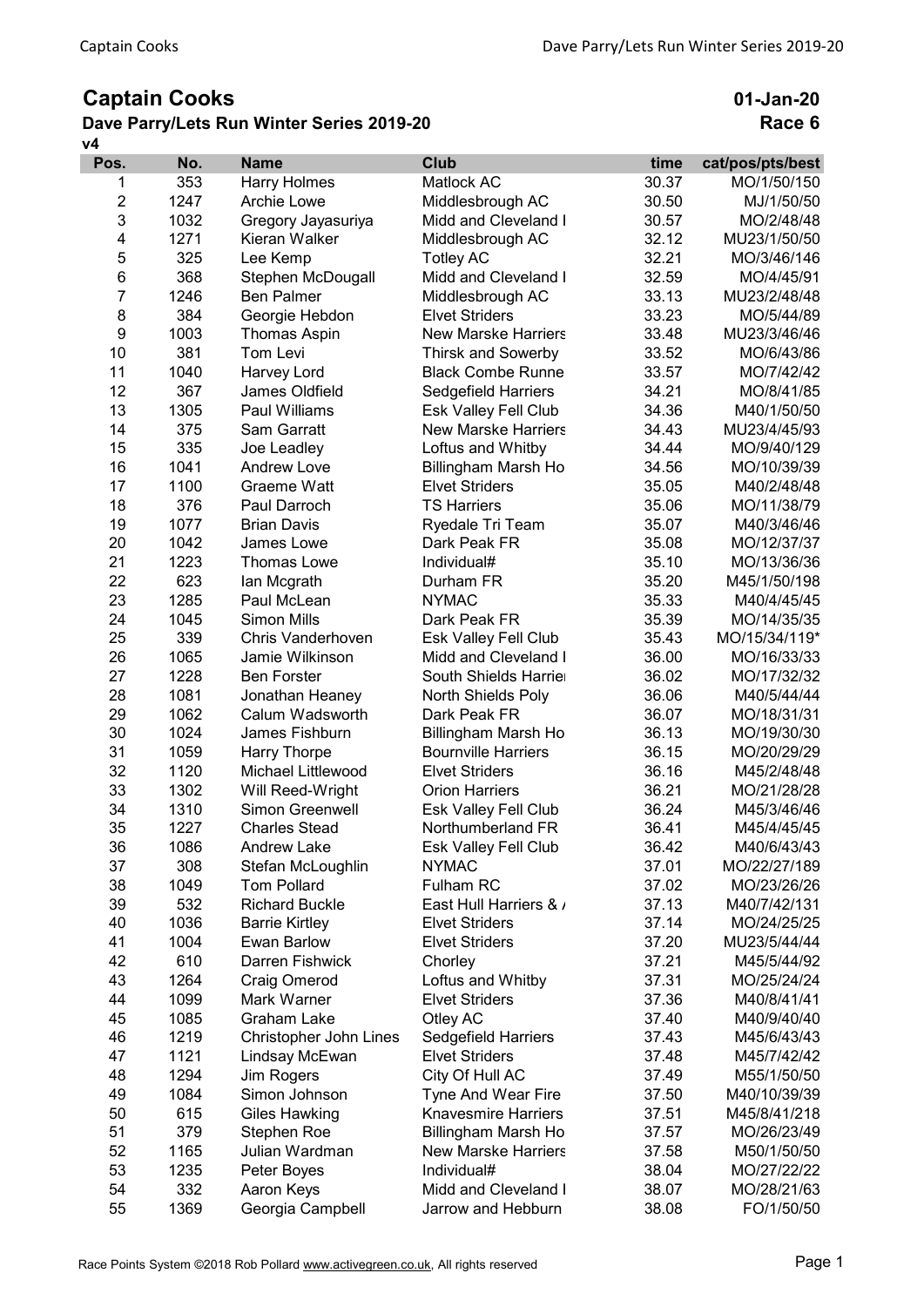# Captain Cooks

## Dave Parry/Lets Run Winter Series 2019-20

**01-Jan-20**

**Race 6**

**v4**

| Pos. | No. | Name | Club | time | cat/pos/pts/best |
|---|---|---|---|---|---|
| 1 | 353 | Harry Holmes | Matlock AC | 30.37 | MO/1/50/150 |
| 2 | 1247 | Archie Lowe | Middlesbrough AC | 30.50 | MJ/1/50/50 |
| 3 | 1032 | Gregory Jayasuriya | Midd and Cleveland I | 30.57 | MO/2/48/48 |
| 4 | 1271 | Kieran Walker | Middlesbrough AC | 32.12 | MU23/1/50/50 |
| 5 | 325 | Lee Kemp | Totley AC | 32.21 | MO/3/46/146 |
| 6 | 368 | Stephen McDougall | Midd and Cleveland I | 32.59 | MO/4/45/91 |
| 7 | 1246 | Ben Palmer | Middlesbrough AC | 33.13 | MU23/2/48/48 |
| 8 | 384 | Georgie Hebdon | Elvet Striders | 33.23 | MO/5/44/89 |
| 9 | 1003 | Thomas Aspin | New Marske Harriers | 33.48 | MU23/3/46/46 |
| 10 | 381 | Tom Levi | Thirsk and Sowerby | 33.52 | MO/6/43/86 |
| 11 | 1040 | Harvey Lord | Black Combe Runne | 33.57 | MO/7/42/42 |
| 12 | 367 | James Oldfield | Sedgefield Harriers | 34.21 | MO/8/41/85 |
| 13 | 1305 | Paul Williams | Esk Valley Fell Club | 34.36 | M40/1/50/50 |
| 14 | 375 | Sam Garratt | New Marske Harriers | 34.43 | MU23/4/45/93 |
| 15 | 335 | Joe Leadley | Loftus and Whitby | 34.44 | MO/9/40/129 |
| 16 | 1041 | Andrew Love | Billingham Marsh Ho | 34.56 | MO/10/39/39 |
| 17 | 1100 | Graeme Watt | Elvet Striders | 35.05 | M40/2/48/48 |
| 18 | 376 | Paul Darroch | TS Harriers | 35.06 | MO/11/38/79 |
| 19 | 1077 | Brian Davis | Ryedale Tri Team | 35.07 | M40/3/46/46 |
| 20 | 1042 | James Lowe | Dark Peak FR | 35.08 | MO/12/37/37 |
| 21 | 1223 | Thomas Lowe | Individual# | 35.10 | MO/13/36/36 |
| 22 | 623 | Ian Mcgrath | Durham FR | 35.20 | M45/1/50/198 |
| 23 | 1285 | Paul McLean | NYMAC | 35.33 | M40/4/45/45 |
| 24 | 1045 | Simon Mills | Dark Peak FR | 35.39 | MO/14/35/35 |
| 25 | 339 | Chris Vanderhoven | Esk Valley Fell Club | 35.43 | MO/15/34/119* |
| 26 | 1065 | Jamie Wilkinson | Midd and Cleveland I | 36.00 | MO/16/33/33 |
| 27 | 1228 | Ben Forster | South Shields Harrier | 36.02 | MO/17/32/32 |
| 28 | 1081 | Jonathan Heaney | North Shields Poly | 36.06 | M40/5/44/44 |
| 29 | 1062 | Calum Wadsworth | Dark Peak FR | 36.07 | MO/18/31/31 |
| 30 | 1024 | James Fishburn | Billingham Marsh Ho | 36.13 | MO/19/30/30 |
| 31 | 1059 | Harry Thorpe | Bournville Harriers | 36.15 | MO/20/29/29 |
| 32 | 1120 | Michael Littlewood | Elvet Striders | 36.16 | M45/2/48/48 |
| 33 | 1302 | Will Reed-Wright | Orion Harriers | 36.21 | MO/21/28/28 |
| 34 | 1310 | Simon Greenwell | Esk Valley Fell Club | 36.24 | M45/3/46/46 |
| 35 | 1227 | Charles Stead | Northumberland FR | 36.41 | M45/4/45/45 |
| 36 | 1086 | Andrew Lake | Esk Valley Fell Club | 36.42 | M40/6/43/43 |
| 37 | 308 | Stefan McLoughlin | NYMAC | 37.01 | MO/22/27/189 |
| 38 | 1049 | Tom Pollard | Fulham RC | 37.02 | MO/23/26/26 |
| 39 | 532 | Richard Buckle | East Hull Harriers & / | 37.13 | M40/7/42/131 |
| 40 | 1036 | Barrie Kirtley | Elvet Striders | 37.14 | MO/24/25/25 |
| 41 | 1004 | Ewan Barlow | Elvet Striders | 37.20 | MU23/5/44/44 |
| 42 | 610 | Darren Fishwick | Chorley | 37.21 | M45/5/44/92 |
| 43 | 1264 | Craig Omerod | Loftus and Whitby | 37.31 | MO/25/24/24 |
| 44 | 1099 | Mark Warner | Elvet Striders | 37.36 | M40/8/41/41 |
| 45 | 1085 | Graham Lake | Otley AC | 37.40 | M40/9/40/40 |
| 46 | 1219 | Christopher John Lines | Sedgefield Harriers | 37.43 | M45/6/43/43 |
| 47 | 1121 | Lindsay McEwan | Elvet Striders | 37.48 | M45/7/42/42 |
| 48 | 1294 | Jim Rogers | City Of Hull AC | 37.49 | M55/1/50/50 |
| 49 | 1084 | Simon Johnson | Tyne And Wear Fire | 37.50 | M40/10/39/39 |
| 50 | 615 | Giles Hawking | Knavesmire Harriers | 37.51 | M45/8/41/218 |
| 51 | 379 | Stephen Roe | Billingham Marsh Ho | 37.57 | MO/26/23/49 |
| 52 | 1165 | Julian Wardman | New Marske Harriers | 37.58 | M50/1/50/50 |
| 53 | 1235 | Peter Boyes | Individual# | 38.04 | MO/27/22/22 |
| 54 | 332 | Aaron Keys | Midd and Cleveland I | 38.07 | MO/28/21/63 |
| 55 | 1369 | Georgia Campbell | Jarrow and Hebburn | 38.08 | FO/1/50/50 |

Race Points System ©2018 Rob Pollard www.activegreen.co.uk, All rights reserved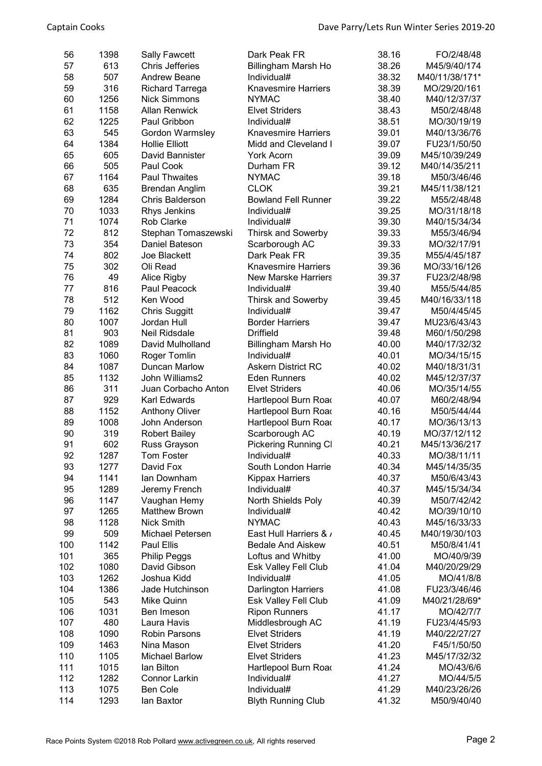| 56 | 1398 | Sally Fawcett | Dark Peak FR | 38.16 | FO/2/48/48 |
|---|---|---|---|---|---|
| 57 | 613 | Chris Jefferies | Billingham Marsh Ho | 38.26 | M45/9/40/174 |
| 58 | 507 | Andrew Beane | Individual# | 38.32 | M40/11/38/171* |
| 59 | 316 | Richard Tarrega | Knavesmire Harriers | 38.39 | MO/29/20/161 |
| 60 | 1256 | Nick Simmons | NYMAC | 38.40 | M40/12/37/37 |
| 61 | 1158 | Allan Renwick | Elvet Striders | 38.43 | M50/2/48/48 |
| 62 | 1225 | Paul Gribbon | Individual# | 38.51 | MO/30/19/19 |
| 63 | 545 | Gordon Warmsley | Knavesmire Harriers | 39.01 | M40/13/36/76 |
| 64 | 1384 | Hollie Elliott | Midd and Cleveland I | 39.07 | FU23/1/50/50 |
| 65 | 605 | David Bannister | York Acorn | 39.09 | M45/10/39/249 |
| 66 | 505 | Paul Cook | Durham FR | 39.12 | M40/14/35/211 |
| 67 | 1164 | Paul Thwaites | NYMAC | 39.18 | M50/3/46/46 |
| 68 | 635 | Brendan Anglim | CLOK | 39.21 | M45/11/38/121 |
| 69 | 1284 | Chris Balderson | Bowland Fell Runner | 39.22 | M55/2/48/48 |
| 70 | 1033 | Rhys Jenkins | Individual# | 39.25 | MO/31/18/18 |
| 71 | 1074 | Rob Clarke | Individual# | 39.30 | M40/15/34/34 |
| 72 | 812 | Stephan Tomaszewski | Thirsk and Sowerby | 39.33 | M55/3/46/94 |
| 73 | 354 | Daniel Bateson | Scarborough AC | 39.33 | MO/32/17/91 |
| 74 | 802 | Joe Blackett | Dark Peak FR | 39.35 | M55/4/45/187 |
| 75 | 302 | Oli Read | Knavesmire Harriers | 39.36 | MO/33/16/126 |
| 76 | 49 | Alice Rigby | New Marske Harriers | 39.37 | FU23/2/48/98 |
| 77 | 816 | Paul Peacock | Individual# | 39.40 | M55/5/44/85 |
| 78 | 512 | Ken Wood | Thirsk and Sowerby | 39.45 | M40/16/33/118 |
| 79 | 1162 | Chris Suggitt | Individual# | 39.47 | M50/4/45/45 |
| 80 | 1007 | Jordan Hull | Border Harriers | 39.47 | MU23/6/43/43 |
| 81 | 903 | Neil Ridsdale | Driffield | 39.48 | M60/1/50/298 |
| 82 | 1089 | David Mulholland | Billingham Marsh Ho | 40.00 | M40/17/32/32 |
| 83 | 1060 | Roger Tomlin | Individual# | 40.01 | MO/34/15/15 |
| 84 | 1087 | Duncan Marlow | Askern District RC | 40.02 | M40/18/31/31 |
| 85 | 1132 | John Williams2 | Eden Runners | 40.02 | M45/12/37/37 |
| 86 | 311 | Juan Corbacho Anton | Elvet Striders | 40.06 | MO/35/14/55 |
| 87 | 929 | Karl Edwards | Hartlepool Burn Road | 40.07 | M60/2/48/94 |
| 88 | 1152 | Anthony Oliver | Hartlepool Burn Road | 40.16 | M50/5/44/44 |
| 89 | 1008 | John Anderson | Hartlepool Burn Road | 40.17 | MO/36/13/13 |
| 90 | 319 | Robert Bailey | Scarborough AC | 40.19 | MO/37/12/112 |
| 91 | 602 | Russ Grayson | Pickering Running Cl | 40.21 | M45/13/36/217 |
| 92 | 1287 | Tom Foster | Individual# | 40.33 | MO/38/11/11 |
| 93 | 1277 | David Fox | South London Harrie | 40.34 | M45/14/35/35 |
| 94 | 1141 | Ian Downham | Kippax Harriers | 40.37 | M50/6/43/43 |
| 95 | 1289 | Jeremy French | Individual# | 40.37 | M45/15/34/34 |
| 96 | 1147 | Vaughan Hemy | North Shields Poly | 40.39 | M50/7/42/42 |
| 97 | 1265 | Matthew Brown | Individual# | 40.42 | MO/39/10/10 |
| 98 | 1128 | Nick Smith | NYMAC | 40.43 | M45/16/33/33 |
| 99 | 509 | Michael Petersen | East Hull Harriers & / | 40.45 | M40/19/30/103 |
| 100 | 1142 | Paul Ellis | Bedale And Aiskew | 40.51 | M50/8/41/41 |
| 101 | 365 | Philip Peggs | Loftus and Whitby | 41.00 | MO/40/9/39 |
| 102 | 1080 | David Gibson | Esk Valley Fell Club | 41.04 | M40/20/29/29 |
| 103 | 1262 | Joshua Kidd | Individual# | 41.05 | MO/41/8/8 |
| 104 | 1386 | Jade Hutchinson | Darlington Harriers | 41.08 | FU23/3/46/46 |
| 105 | 543 | Mike Quinn | Esk Valley Fell Club | 41.09 | M40/21/28/69* |
| 106 | 1031 | Ben Imeson | Ripon Runners | 41.17 | MO/42/7/7 |
| 107 | 480 | Laura Havis | Middlesbrough AC | 41.19 | FU23/4/45/93 |
| 108 | 1090 | Robin Parsons | Elvet Striders | 41.19 | M40/22/27/27 |
| 109 | 1463 | Nina Mason | Elvet Striders | 41.20 | F45/1/50/50 |
| 110 | 1105 | Michael Barlow | Elvet Striders | 41.23 | M45/17/32/32 |
| 111 | 1015 | Ian Bilton | Hartlepool Burn Road | 41.24 | MO/43/6/6 |
| 112 | 1282 | Connor Larkin | Individual# | 41.27 | MO/44/5/5 |
| 113 | 1075 | Ben Cole | Individual# | 41.29 | M40/23/26/26 |
| 114 | 1293 | Ian Baxtor | Blyth Running Club | 41.32 | M50/9/40/40 |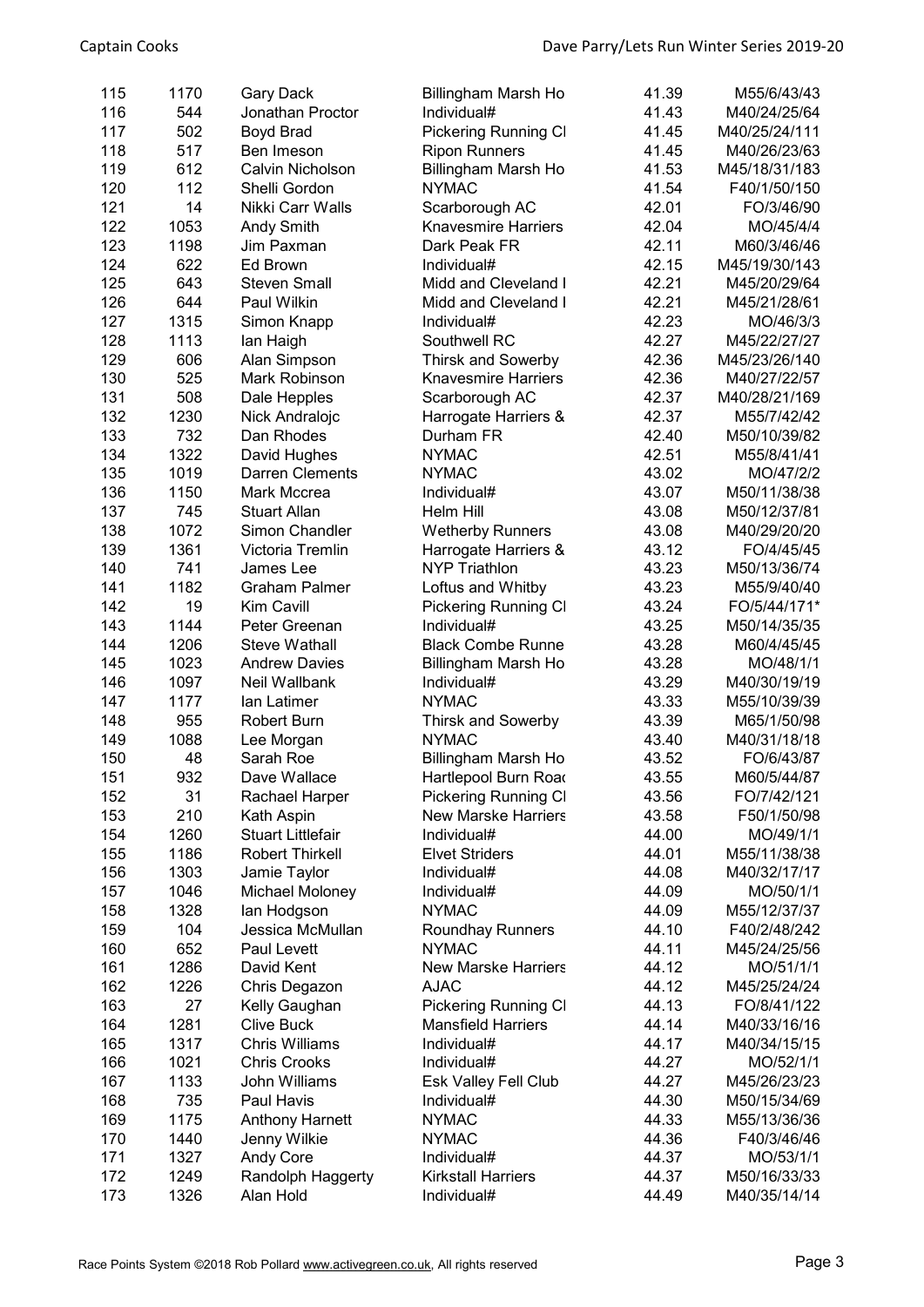| 115 | 1170 | Gary Dack | Billingham Marsh Ho | 41.39 | M55/6/43/43 |
|---|---|---|---|---|---|
| 116 | 544 | Jonathan Proctor | Individual# | 41.43 | M40/24/25/64 |
| 117 | 502 | Boyd Brad | Pickering Running Cl | 41.45 | M40/25/24/111 |
| 118 | 517 | Ben Imeson | Ripon Runners | 41.45 | M40/26/23/63 |
| 119 | 612 | Calvin Nicholson | Billingham Marsh Ho | 41.53 | M45/18/31/183 |
| 120 | 112 | Shelli Gordon | NYMAC | 41.54 | F40/1/50/150 |
| 121 | 14 | Nikki Carr Walls | Scarborough AC | 42.01 | FO/3/46/90 |
| 122 | 1053 | Andy Smith | Knavesmire Harriers | 42.04 | MO/45/4/4 |
| 123 | 1198 | Jim Paxman | Dark Peak FR | 42.11 | M60/3/46/46 |
| 124 | 622 | Ed Brown | Individual# | 42.15 | M45/19/30/143 |
| 125 | 643 | Steven Small | Midd and Cleveland I | 42.21 | M45/20/29/64 |
| 126 | 644 | Paul Wilkin | Midd and Cleveland I | 42.21 | M45/21/28/61 |
| 127 | 1315 | Simon Knapp | Individual# | 42.23 | MO/46/3/3 |
| 128 | 1113 | Ian Haigh | Southwell RC | 42.27 | M45/22/27/27 |
| 129 | 606 | Alan Simpson | Thirsk and Sowerby | 42.36 | M45/23/26/140 |
| 130 | 525 | Mark Robinson | Knavesmire Harriers | 42.36 | M40/27/22/57 |
| 131 | 508 | Dale Hepples | Scarborough AC | 42.37 | M40/28/21/169 |
| 132 | 1230 | Nick Andralojc | Harrogate Harriers & | 42.37 | M55/7/42/42 |
| 133 | 732 | Dan Rhodes | Durham FR | 42.40 | M50/10/39/82 |
| 134 | 1322 | David Hughes | NYMAC | 42.51 | M55/8/41/41 |
| 135 | 1019 | Darren Clements | NYMAC | 43.02 | MO/47/2/2 |
| 136 | 1150 | Mark Mccrea | Individual# | 43.07 | M50/11/38/38 |
| 137 | 745 | Stuart Allan | Helm Hill | 43.08 | M50/12/37/81 |
| 138 | 1072 | Simon Chandler | Wetherby Runners | 43.08 | M40/29/20/20 |
| 139 | 1361 | Victoria Tremlin | Harrogate Harriers & | 43.12 | FO/4/45/45 |
| 140 | 741 | James Lee | NYP Triathlon | 43.23 | M50/13/36/74 |
| 141 | 1182 | Graham Palmer | Loftus and Whitby | 43.23 | M55/9/40/40 |
| 142 | 19 | Kim Cavill | Pickering Running Cl | 43.24 | FO/5/44/171* |
| 143 | 1144 | Peter Greenan | Individual# | 43.25 | M50/14/35/35 |
| 144 | 1206 | Steve Wathall | Black Combe Runne | 43.28 | M60/4/45/45 |
| 145 | 1023 | Andrew Davies | Billingham Marsh Ho | 43.28 | MO/48/1/1 |
| 146 | 1097 | Neil Wallbank | Individual# | 43.29 | M40/30/19/19 |
| 147 | 1177 | Ian Latimer | NYMAC | 43.33 | M55/10/39/39 |
| 148 | 955 | Robert Burn | Thirsk and Sowerby | 43.39 | M65/1/50/98 |
| 149 | 1088 | Lee Morgan | NYMAC | 43.40 | M40/31/18/18 |
| 150 | 48 | Sarah Roe | Billingham Marsh Ho | 43.52 | FO/6/43/87 |
| 151 | 932 | Dave Wallace | Hartlepool Burn Road | 43.55 | M60/5/44/87 |
| 152 | 31 | Rachael Harper | Pickering Running Cl | 43.56 | FO/7/42/121 |
| 153 | 210 | Kath Aspin | New Marske Harriers | 43.58 | F50/1/50/98 |
| 154 | 1260 | Stuart Littlefair | Individual# | 44.00 | MO/49/1/1 |
| 155 | 1186 | Robert Thirkell | Elvet Striders | 44.01 | M55/11/38/38 |
| 156 | 1303 | Jamie Taylor | Individual# | 44.08 | M40/32/17/17 |
| 157 | 1046 | Michael Moloney | Individual# | 44.09 | MO/50/1/1 |
| 158 | 1328 | Ian Hodgson | NYMAC | 44.09 | M55/12/37/37 |
| 159 | 104 | Jessica McMullan | Roundhay Runners | 44.10 | F40/2/48/242 |
| 160 | 652 | Paul Levett | NYMAC | 44.11 | M45/24/25/56 |
| 161 | 1286 | David Kent | New Marske Harriers | 44.12 | MO/51/1/1 |
| 162 | 1226 | Chris Degazon | AJAC | 44.12 | M45/25/24/24 |
| 163 | 27 | Kelly Gaughan | Pickering Running Cl | 44.13 | FO/8/41/122 |
| 164 | 1281 | Clive Buck | Mansfield Harriers | 44.14 | M40/33/16/16 |
| 165 | 1317 | Chris Williams | Individual# | 44.17 | M40/34/15/15 |
| 166 | 1021 | Chris Crooks | Individual# | 44.27 | MO/52/1/1 |
| 167 | 1133 | John Williams | Esk Valley Fell Club | 44.27 | M45/26/23/23 |
| 168 | 735 | Paul Havis | Individual# | 44.30 | M50/15/34/69 |
| 169 | 1175 | Anthony Harnett | NYMAC | 44.33 | M55/13/36/36 |
| 170 | 1440 | Jenny Wilkie | NYMAC | 44.36 | F40/3/46/46 |
| 171 | 1327 | Andy Core | Individual# | 44.37 | MO/53/1/1 |
| 172 | 1249 | Randolph Haggerty | Kirkstall Harriers | 44.37 | M50/16/33/33 |
| 173 | 1326 | Alan Hold | Individual# | 44.49 | M40/35/14/14 |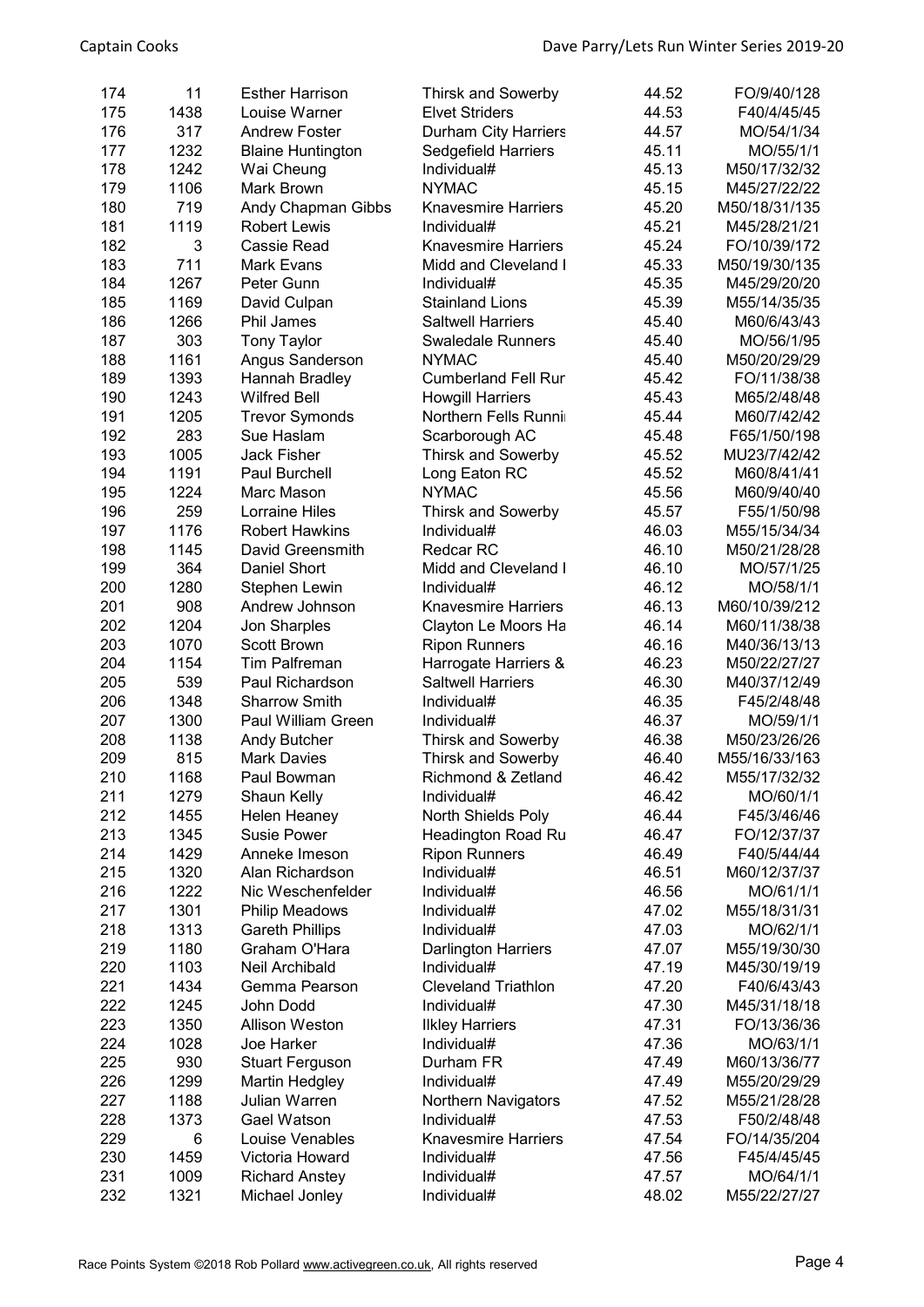| 174 | 11 | Esther Harrison | Thirsk and Sowerby | 44.52 | FO/9/40/128 |
|---|---|---|---|---|---|
| 175 | 1438 | Louise Warner | Elvet Striders | 44.53 | F40/4/45/45 |
| 176 | 317 | Andrew Foster | Durham City Harriers | 44.57 | MO/54/1/34 |
| 177 | 1232 | Blaine Huntington | Sedgefield Harriers | 45.11 | MO/55/1/1 |
| 178 | 1242 | Wai Cheung | Individual# | 45.13 | M50/17/32/32 |
| 179 | 1106 | Mark Brown | NYMAC | 45.15 | M45/27/22/22 |
| 180 | 719 | Andy Chapman Gibbs | Knavesmire Harriers | 45.20 | M50/18/31/135 |
| 181 | 1119 | Robert Lewis | Individual# | 45.21 | M45/28/21/21 |
| 182 | 3 | Cassie Read | Knavesmire Harriers | 45.24 | FO/10/39/172 |
| 183 | 711 | Mark Evans | Midd and Cleveland I | 45.33 | M50/19/30/135 |
| 184 | 1267 | Peter Gunn | Individual# | 45.35 | M45/29/20/20 |
| 185 | 1169 | David Culpan | Stainland Lions | 45.39 | M55/14/35/35 |
| 186 | 1266 | Phil James | Saltwell Harriers | 45.40 | M60/6/43/43 |
| 187 | 303 | Tony Taylor | Swaledale Runners | 45.40 | MO/56/1/95 |
| 188 | 1161 | Angus Sanderson | NYMAC | 45.40 | M50/20/29/29 |
| 189 | 1393 | Hannah Bradley | Cumberland Fell Rur | 45.42 | FO/11/38/38 |
| 190 | 1243 | Wilfred Bell | Howgill Harriers | 45.43 | M65/2/48/48 |
| 191 | 1205 | Trevor Symonds | Northern Fells Runni | 45.44 | M60/7/42/42 |
| 192 | 283 | Sue Haslam | Scarborough AC | 45.48 | F65/1/50/198 |
| 193 | 1005 | Jack Fisher | Thirsk and Sowerby | 45.52 | MU23/7/42/42 |
| 194 | 1191 | Paul Burchell | Long Eaton RC | 45.52 | M60/8/41/41 |
| 195 | 1224 | Marc Mason | NYMAC | 45.56 | M60/9/40/40 |
| 196 | 259 | Lorraine Hiles | Thirsk and Sowerby | 45.57 | F55/1/50/98 |
| 197 | 1176 | Robert Hawkins | Individual# | 46.03 | M55/15/34/34 |
| 198 | 1145 | David Greensmith | Redcar RC | 46.10 | M50/21/28/28 |
| 199 | 364 | Daniel Short | Midd and Cleveland I | 46.10 | MO/57/1/25 |
| 200 | 1280 | Stephen Lewin | Individual# | 46.12 | MO/58/1/1 |
| 201 | 908 | Andrew Johnson | Knavesmire Harriers | 46.13 | M60/10/39/212 |
| 202 | 1204 | Jon Sharples | Clayton Le Moors Ha | 46.14 | M60/11/38/38 |
| 203 | 1070 | Scott Brown | Ripon Runners | 46.16 | M40/36/13/13 |
| 204 | 1154 | Tim Palfreman | Harrogate Harriers & | 46.23 | M50/22/27/27 |
| 205 | 539 | Paul Richardson | Saltwell Harriers | 46.30 | M40/37/12/49 |
| 206 | 1348 | Sharrow Smith | Individual# | 46.35 | F45/2/48/48 |
| 207 | 1300 | Paul William Green | Individual# | 46.37 | MO/59/1/1 |
| 208 | 1138 | Andy Butcher | Thirsk and Sowerby | 46.38 | M50/23/26/26 |
| 209 | 815 | Mark Davies | Thirsk and Sowerby | 46.40 | M55/16/33/163 |
| 210 | 1168 | Paul Bowman | Richmond & Zetland | 46.42 | M55/17/32/32 |
| 211 | 1279 | Shaun Kelly | Individual# | 46.42 | MO/60/1/1 |
| 212 | 1455 | Helen Heaney | North Shields Poly | 46.44 | F45/3/46/46 |
| 213 | 1345 | Susie Power | Headington Road Ru | 46.47 | FO/12/37/37 |
| 214 | 1429 | Anneke Imeson | Ripon Runners | 46.49 | F40/5/44/44 |
| 215 | 1320 | Alan Richardson | Individual# | 46.51 | M60/12/37/37 |
| 216 | 1222 | Nic Weschenfelder | Individual# | 46.56 | MO/61/1/1 |
| 217 | 1301 | Philip Meadows | Individual# | 47.02 | M55/18/31/31 |
| 218 | 1313 | Gareth Phillips | Individual# | 47.03 | MO/62/1/1 |
| 219 | 1180 | Graham O'Hara | Darlington Harriers | 47.07 | M55/19/30/30 |
| 220 | 1103 | Neil Archibald | Individual# | 47.19 | M45/30/19/19 |
| 221 | 1434 | Gemma Pearson | Cleveland Triathlon | 47.20 | F40/6/43/43 |
| 222 | 1245 | John Dodd | Individual# | 47.30 | M45/31/18/18 |
| 223 | 1350 | Allison Weston | Ilkley Harriers | 47.31 | FO/13/36/36 |
| 224 | 1028 | Joe Harker | Individual# | 47.36 | MO/63/1/1 |
| 225 | 930 | Stuart Ferguson | Durham FR | 47.49 | M60/13/36/77 |
| 226 | 1299 | Martin Hedgley | Individual# | 47.49 | M55/20/29/29 |
| 227 | 1188 | Julian Warren | Northern Navigators | 47.52 | M55/21/28/28 |
| 228 | 1373 | Gael Watson | Individual# | 47.53 | F50/2/48/48 |
| 229 | 6 | Louise Venables | Knavesmire Harriers | 47.54 | FO/14/35/204 |
| 230 | 1459 | Victoria Howard | Individual# | 47.56 | F45/4/45/45 |
| 231 | 1009 | Richard Anstey | Individual# | 47.57 | MO/64/1/1 |
| 232 | 1321 | Michael Jonley | Individual# | 48.02 | M55/22/27/27 |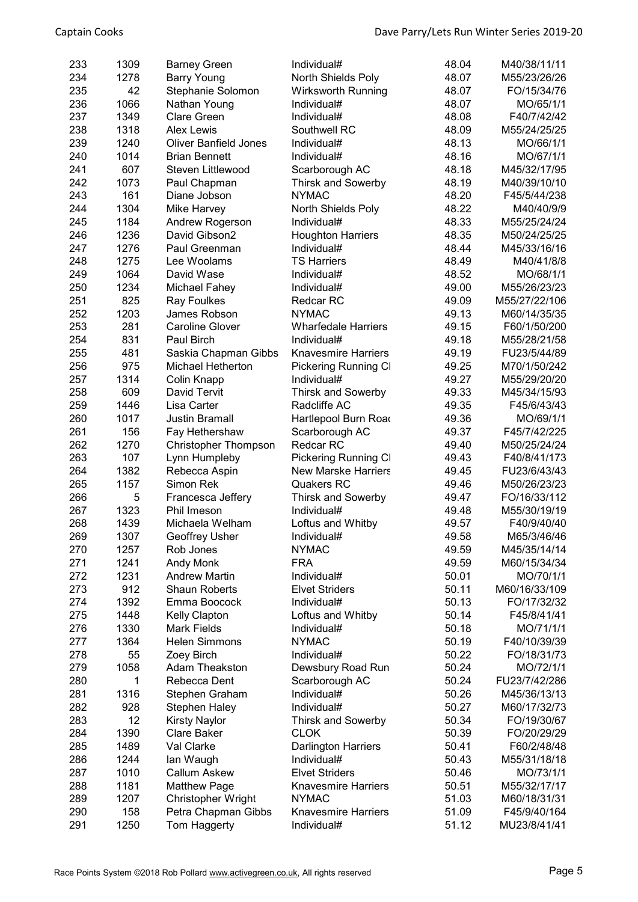| | | | | | |
|---|---|---|---|---|---|
| 233 | 1309 | Barney Green | Individual# | 48.04 | M40/38/11/11 |
| 234 | 1278 | Barry Young | North Shields Poly | 48.07 | M55/23/26/26 |
| 235 | 42 | Stephanie Solomon | Wirksworth Running | 48.07 | FO/15/34/76 |
| 236 | 1066 | Nathan Young | Individual# | 48.07 | MO/65/1/1 |
| 237 | 1349 | Clare Green | Individual# | 48.08 | F40/7/42/42 |
| 238 | 1318 | Alex Lewis | Southwell RC | 48.09 | M55/24/25/25 |
| 239 | 1240 | Oliver Banfield Jones | Individual# | 48.13 | MO/66/1/1 |
| 240 | 1014 | Brian Bennett | Individual# | 48.16 | MO/67/1/1 |
| 241 | 607 | Steven Littlewood | Scarborough AC | 48.18 | M45/32/17/95 |
| 242 | 1073 | Paul Chapman | Thirsk and Sowerby | 48.19 | M40/39/10/10 |
| 243 | 161 | Diane Jobson | NYMAC | 48.20 | F45/5/44/238 |
| 244 | 1304 | Mike Harvey | North Shields Poly | 48.22 | M40/40/9/9 |
| 245 | 1184 | Andrew Rogerson | Individual# | 48.33 | M55/25/24/24 |
| 246 | 1236 | David Gibson2 | Houghton Harriers | 48.35 | M50/24/25/25 |
| 247 | 1276 | Paul Greenman | Individual# | 48.44 | M45/33/16/16 |
| 248 | 1275 | Lee Woolams | TS Harriers | 48.49 | M40/41/8/8 |
| 249 | 1064 | David Wase | Individual# | 48.52 | MO/68/1/1 |
| 250 | 1234 | Michael Fahey | Individual# | 49.00 | M55/26/23/23 |
| 251 | 825 | Ray Foulkes | Redcar RC | 49.09 | M55/27/22/106 |
| 252 | 1203 | James Robson | NYMAC | 49.13 | M60/14/35/35 |
| 253 | 281 | Caroline Glover | Wharfedale Harriers | 49.15 | F60/1/50/200 |
| 254 | 831 | Paul Birch | Individual# | 49.18 | M55/28/21/58 |
| 255 | 481 | Saskia Chapman Gibbs | Knavesmire Harriers | 49.19 | FU23/5/44/89 |
| 256 | 975 | Michael Hetherton | Pickering Running Cl | 49.25 | M70/1/50/242 |
| 257 | 1314 | Colin Knapp | Individual# | 49.27 | M55/29/20/20 |
| 258 | 609 | David Tervit | Thirsk and Sowerby | 49.33 | M45/34/15/93 |
| 259 | 1446 | Lisa Carter | Radcliffe AC | 49.35 | F45/6/43/43 |
| 260 | 1017 | Justin Bramall | Hartlepool Burn Road | 49.36 | MO/69/1/1 |
| 261 | 156 | Fay Hethershaw | Scarborough AC | 49.37 | F45/7/42/225 |
| 262 | 1270 | Christopher Thompson | Redcar RC | 49.40 | M50/25/24/24 |
| 263 | 107 | Lynn Humpleby | Pickering Running Cl | 49.43 | F40/8/41/173 |
| 264 | 1382 | Rebecca Aspin | New Marske Harriers | 49.45 | FU23/6/43/43 |
| 265 | 1157 | Simon Rek | Quakers RC | 49.46 | M50/26/23/23 |
| 266 | 5 | Francesca Jeffery | Thirsk and Sowerby | 49.47 | FO/16/33/112 |
| 267 | 1323 | Phil Imeson | Individual# | 49.48 | M55/30/19/19 |
| 268 | 1439 | Michaela Welham | Loftus and Whitby | 49.57 | F40/9/40/40 |
| 269 | 1307 | Geoffrey Usher | Individual# | 49.58 | M65/3/46/46 |
| 270 | 1257 | Rob Jones | NYMAC | 49.59 | M45/35/14/14 |
| 271 | 1241 | Andy Monk | FRA | 49.59 | M60/15/34/34 |
| 272 | 1231 | Andrew Martin | Individual# | 50.01 | MO/70/1/1 |
| 273 | 912 | Shaun Roberts | Elvet Striders | 50.11 | M60/16/33/109 |
| 274 | 1392 | Emma Boocock | Individual# | 50.13 | FO/17/32/32 |
| 275 | 1448 | Kelly Clapton | Loftus and Whitby | 50.14 | F45/8/41/41 |
| 276 | 1330 | Mark Fields | Individual# | 50.18 | MO/71/1/1 |
| 277 | 1364 | Helen Simmons | NYMAC | 50.19 | F40/10/39/39 |
| 278 | 55 | Zoey Birch | Individual# | 50.22 | FO/18/31/73 |
| 279 | 1058 | Adam Theakston | Dewsbury Road Run | 50.24 | MO/72/1/1 |
| 280 | 1 | Rebecca Dent | Scarborough AC | 50.24 | FU23/7/42/286 |
| 281 | 1316 | Stephen Graham | Individual# | 50.26 | M45/36/13/13 |
| 282 | 928 | Stephen Haley | Individual# | 50.27 | M60/17/32/73 |
| 283 | 12 | Kirsty Naylor | Thirsk and Sowerby | 50.34 | FO/19/30/67 |
| 284 | 1390 | Clare Baker | CLOK | 50.39 | FO/20/29/29 |
| 285 | 1489 | Val Clarke | Darlington Harriers | 50.41 | F60/2/48/48 |
| 286 | 1244 | Ian Waugh | Individual# | 50.43 | M55/31/18/18 |
| 287 | 1010 | Callum Askew | Elvet Striders | 50.46 | MO/73/1/1 |
| 288 | 1181 | Matthew Page | Knavesmire Harriers | 50.51 | M55/32/17/17 |
| 289 | 1207 | Christopher Wright | NYMAC | 51.03 | M60/18/31/31 |
| 290 | 158 | Petra Chapman Gibbs | Knavesmire Harriers | 51.09 | F45/9/40/164 |
| 291 | 1250 | Tom Haggerty | Individual# | 51.12 | MU23/8/41/41 |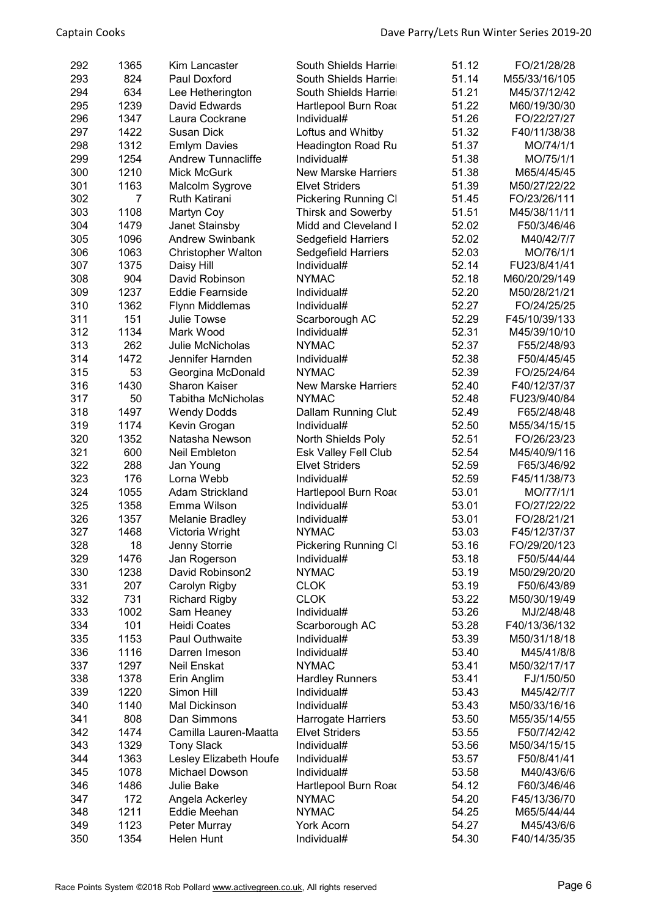| 292 | 1365 | Kim Lancaster | South Shields Harrier | 51.12 | FO/21/28/28 |
|---|---|---|---|---|---|
| 293 | 824 | Paul Doxford | South Shields Harrier | 51.14 | M55/33/16/105 |
| 294 | 634 | Lee Hetherington | South Shields Harrier | 51.21 | M45/37/12/42 |
| 295 | 1239 | David Edwards | Hartlepool Burn Road | 51.22 | M60/19/30/30 |
| 296 | 1347 | Laura Cockrane | Individual# | 51.26 | FO/22/27/27 |
| 297 | 1422 | Susan Dick | Loftus and Whitby | 51.32 | F40/11/38/38 |
| 298 | 1312 | Emlym Davies | Headington Road Ru | 51.37 | MO/74/1/1 |
| 299 | 1254 | Andrew Tunnacliffe | Individual# | 51.38 | MO/75/1/1 |
| 300 | 1210 | Mick McGurk | New Marske Harriers | 51.38 | M65/4/45/45 |
| 301 | 1163 | Malcolm Sygrove | Elvet Striders | 51.39 | M50/27/22/22 |
| 302 | 7 | Ruth Katirani | Pickering Running Cl | 51.45 | FO/23/26/111 |
| 303 | 1108 | Martyn Coy | Thirsk and Sowerby | 51.51 | M45/38/11/11 |
| 304 | 1479 | Janet Stainsby | Midd and Cleveland I | 52.02 | F50/3/46/46 |
| 305 | 1096 | Andrew Swinbank | Sedgefield Harriers | 52.02 | M40/42/7/7 |
| 306 | 1063 | Christopher Walton | Sedgefield Harriers | 52.03 | MO/76/1/1 |
| 307 | 1375 | Daisy Hill | Individual# | 52.14 | FU23/8/41/41 |
| 308 | 904 | David Robinson | NYMAC | 52.18 | M60/20/29/149 |
| 309 | 1237 | Eddie Fearnside | Individual# | 52.20 | M50/28/21/21 |
| 310 | 1362 | Flynn Middlemas | Individual# | 52.27 | FO/24/25/25 |
| 311 | 151 | Julie Towse | Scarborough AC | 52.29 | F45/10/39/133 |
| 312 | 1134 | Mark Wood | Individual# | 52.31 | M45/39/10/10 |
| 313 | 262 | Julie McNicholas | NYMAC | 52.37 | F55/2/48/93 |
| 314 | 1472 | Jennifer Harnden | Individual# | 52.38 | F50/4/45/45 |
| 315 | 53 | Georgina McDonald | NYMAC | 52.39 | FO/25/24/64 |
| 316 | 1430 | Sharon Kaiser | New Marske Harriers | 52.40 | F40/12/37/37 |
| 317 | 50 | Tabitha McNicholas | NYMAC | 52.48 | FU23/9/40/84 |
| 318 | 1497 | Wendy Dodds | Dallam Running Club | 52.49 | F65/2/48/48 |
| 319 | 1174 | Kevin Grogan | Individual# | 52.50 | M55/34/15/15 |
| 320 | 1352 | Natasha Newson | North Shields Poly | 52.51 | FO/26/23/23 |
| 321 | 600 | Neil Embleton | Esk Valley Fell Club | 52.54 | M45/40/9/116 |
| 322 | 288 | Jan Young | Elvet Striders | 52.59 | F65/3/46/92 |
| 323 | 176 | Lorna Webb | Individual# | 52.59 | F45/11/38/73 |
| 324 | 1055 | Adam Strickland | Hartlepool Burn Road | 53.01 | MO/77/1/1 |
| 325 | 1358 | Emma Wilson | Individual# | 53.01 | FO/27/22/22 |
| 326 | 1357 | Melanie Bradley | Individual# | 53.01 | FO/28/21/21 |
| 327 | 1468 | Victoria Wright | NYMAC | 53.03 | F45/12/37/37 |
| 328 | 18 | Jenny Storrie | Pickering Running Cl | 53.16 | FO/29/20/123 |
| 329 | 1476 | Jan Rogerson | Individual# | 53.18 | F50/5/44/44 |
| 330 | 1238 | David Robinson2 | NYMAC | 53.19 | M50/29/20/20 |
| 331 | 207 | Carolyn Rigby | CLOK | 53.19 | F50/6/43/89 |
| 332 | 731 | Richard Rigby | CLOK | 53.22 | M50/30/19/49 |
| 333 | 1002 | Sam Heaney | Individual# | 53.26 | MJ/2/48/48 |
| 334 | 101 | Heidi Coates | Scarborough AC | 53.28 | F40/13/36/132 |
| 335 | 1153 | Paul Outhwaite | Individual# | 53.39 | M50/31/18/18 |
| 336 | 1116 | Darren Imeson | Individual# | 53.40 | M45/41/8/8 |
| 337 | 1297 | Neil Enskat | NYMAC | 53.41 | M50/32/17/17 |
| 338 | 1378 | Erin Anglim | Hardley Runners | 53.41 | FJ/1/50/50 |
| 339 | 1220 | Simon Hill | Individual# | 53.43 | M45/42/7/7 |
| 340 | 1140 | Mal Dickinson | Individual# | 53.43 | M50/33/16/16 |
| 341 | 808 | Dan Simmons | Harrogate Harriers | 53.50 | M55/35/14/55 |
| 342 | 1474 | Camilla Lauren-Maatta | Elvet Striders | 53.55 | F50/7/42/42 |
| 343 | 1329 | Tony Slack | Individual# | 53.56 | M50/34/15/15 |
| 344 | 1363 | Lesley Elizabeth Houfe | Individual# | 53.57 | F50/8/41/41 |
| 345 | 1078 | Michael Dowson | Individual# | 53.58 | M40/43/6/6 |
| 346 | 1486 | Julie Bake | Hartlepool Burn Road | 54.12 | F60/3/46/46 |
| 347 | 172 | Angela Ackerley | NYMAC | 54.20 | F45/13/36/70 |
| 348 | 1211 | Eddie Meehan | NYMAC | 54.25 | M65/5/44/44 |
| 349 | 1123 | Peter Murray | York Acorn | 54.27 | M45/43/6/6 |
| 350 | 1354 | Helen Hunt | Individual# | 54.30 | F40/14/35/35 |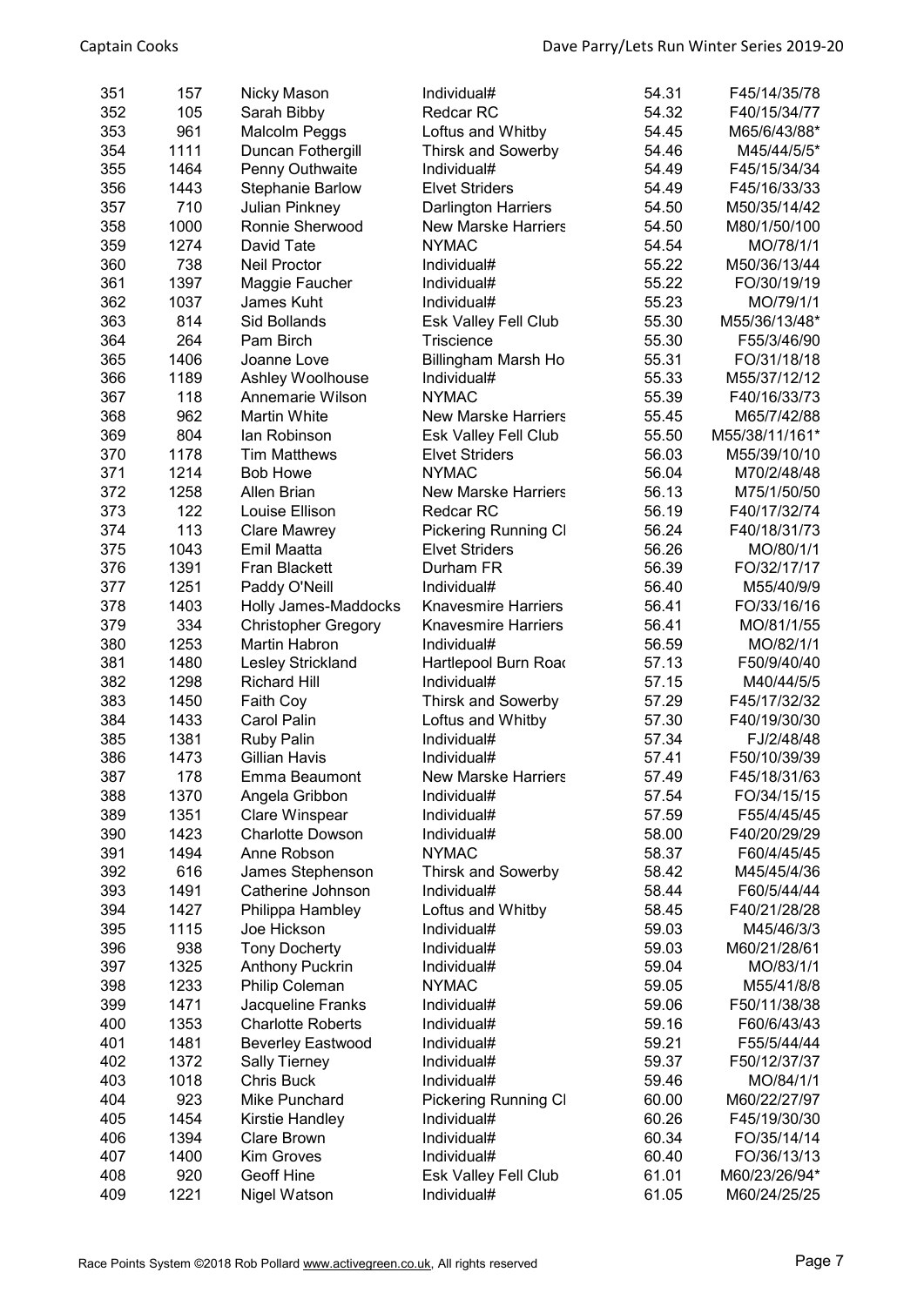| | | | | | |
|---|---|---|---|---|---|
| 351 | 157 | Nicky Mason | Individual# | 54.31 | F45/14/35/78 |
| 352 | 105 | Sarah Bibby | Redcar RC | 54.32 | F40/15/34/77 |
| 353 | 961 | Malcolm Peggs | Loftus and Whitby | 54.45 | M65/6/43/88* |
| 354 | 1111 | Duncan Fothergill | Thirsk and Sowerby | 54.46 | M45/44/5/5* |
| 355 | 1464 | Penny Outhwaite | Individual# | 54.49 | F45/15/34/34 |
| 356 | 1443 | Stephanie Barlow | Elvet Striders | 54.49 | F45/16/33/33 |
| 357 | 710 | Julian Pinkney | Darlington Harriers | 54.50 | M50/35/14/42 |
| 358 | 1000 | Ronnie Sherwood | New Marske Harriers | 54.50 | M80/1/50/100 |
| 359 | 1274 | David Tate | NYMAC | 54.54 | MO/78/1/1 |
| 360 | 738 | Neil Proctor | Individual# | 55.22 | M50/36/13/44 |
| 361 | 1397 | Maggie Faucher | Individual# | 55.22 | FO/30/19/19 |
| 362 | 1037 | James Kuht | Individual# | 55.23 | MO/79/1/1 |
| 363 | 814 | Sid Bollands | Esk Valley Fell Club | 55.30 | M55/36/13/48* |
| 364 | 264 | Pam Birch | Triscience | 55.30 | F55/3/46/90 |
| 365 | 1406 | Joanne Love | Billingham Marsh Ho | 55.31 | FO/31/18/18 |
| 366 | 1189 | Ashley Woolhouse | Individual# | 55.33 | M55/37/12/12 |
| 367 | 118 | Annemarie Wilson | NYMAC | 55.39 | F40/16/33/73 |
| 368 | 962 | Martin White | New Marske Harriers | 55.45 | M65/7/42/88 |
| 369 | 804 | Ian Robinson | Esk Valley Fell Club | 55.50 | M55/38/11/161* |
| 370 | 1178 | Tim Matthews | Elvet Striders | 56.03 | M55/39/10/10 |
| 371 | 1214 | Bob Howe | NYMAC | 56.04 | M70/2/48/48 |
| 372 | 1258 | Allen Brian | New Marske Harriers | 56.13 | M75/1/50/50 |
| 373 | 122 | Louise Ellison | Redcar RC | 56.19 | F40/17/32/74 |
| 374 | 113 | Clare Mawrey | Pickering Running Cl | 56.24 | F40/18/31/73 |
| 375 | 1043 | Emil Maatta | Elvet Striders | 56.26 | MO/80/1/1 |
| 376 | 1391 | Fran Blackett | Durham FR | 56.39 | FO/32/17/17 |
| 377 | 1251 | Paddy O'Neill | Individual# | 56.40 | M55/40/9/9 |
| 378 | 1403 | Holly James-Maddocks | Knavesmire Harriers | 56.41 | FO/33/16/16 |
| 379 | 334 | Christopher Gregory | Knavesmire Harriers | 56.41 | MO/81/1/55 |
| 380 | 1253 | Martin Habron | Individual# | 56.59 | MO/82/1/1 |
| 381 | 1480 | Lesley Strickland | Hartlepool Burn Road | 57.13 | F50/9/40/40 |
| 382 | 1298 | Richard Hill | Individual# | 57.15 | M40/44/5/5 |
| 383 | 1450 | Faith Coy | Thirsk and Sowerby | 57.29 | F45/17/32/32 |
| 384 | 1433 | Carol Palin | Loftus and Whitby | 57.30 | F40/19/30/30 |
| 385 | 1381 | Ruby Palin | Individual# | 57.34 | FJ/2/48/48 |
| 386 | 1473 | Gillian Havis | Individual# | 57.41 | F50/10/39/39 |
| 387 | 178 | Emma Beaumont | New Marske Harriers | 57.49 | F45/18/31/63 |
| 388 | 1370 | Angela Gribbon | Individual# | 57.54 | FO/34/15/15 |
| 389 | 1351 | Clare Winspear | Individual# | 57.59 | F55/4/45/45 |
| 390 | 1423 | Charlotte Dowson | Individual# | 58.00 | F40/20/29/29 |
| 391 | 1494 | Anne Robson | NYMAC | 58.37 | F60/4/45/45 |
| 392 | 616 | James Stephenson | Thirsk and Sowerby | 58.42 | M45/45/4/36 |
| 393 | 1491 | Catherine Johnson | Individual# | 58.44 | F60/5/44/44 |
| 394 | 1427 | Philippa Hambley | Loftus and Whitby | 58.45 | F40/21/28/28 |
| 395 | 1115 | Joe Hickson | Individual# | 59.03 | M45/46/3/3 |
| 396 | 938 | Tony Docherty | Individual# | 59.03 | M60/21/28/61 |
| 397 | 1325 | Anthony Puckrin | Individual# | 59.04 | MO/83/1/1 |
| 398 | 1233 | Philip Coleman | NYMAC | 59.05 | M55/41/8/8 |
| 399 | 1471 | Jacqueline Franks | Individual# | 59.06 | F50/11/38/38 |
| 400 | 1353 | Charlotte Roberts | Individual# | 59.16 | F60/6/43/43 |
| 401 | 1481 | Beverley Eastwood | Individual# | 59.21 | F55/5/44/44 |
| 402 | 1372 | Sally Tierney | Individual# | 59.37 | F50/12/37/37 |
| 403 | 1018 | Chris Buck | Individual# | 59.46 | MO/84/1/1 |
| 404 | 923 | Mike Punchard | Pickering Running Cl | 60.00 | M60/22/27/97 |
| 405 | 1454 | Kirstie Handley | Individual# | 60.26 | F45/19/30/30 |
| 406 | 1394 | Clare Brown | Individual# | 60.34 | FO/35/14/14 |
| 407 | 1400 | Kim Groves | Individual# | 60.40 | FO/36/13/13 |
| 408 | 920 | Geoff Hine | Esk Valley Fell Club | 61.01 | M60/23/26/94* |
| 409 | 1221 | Nigel Watson | Individual# | 61.05 | M60/24/25/25 |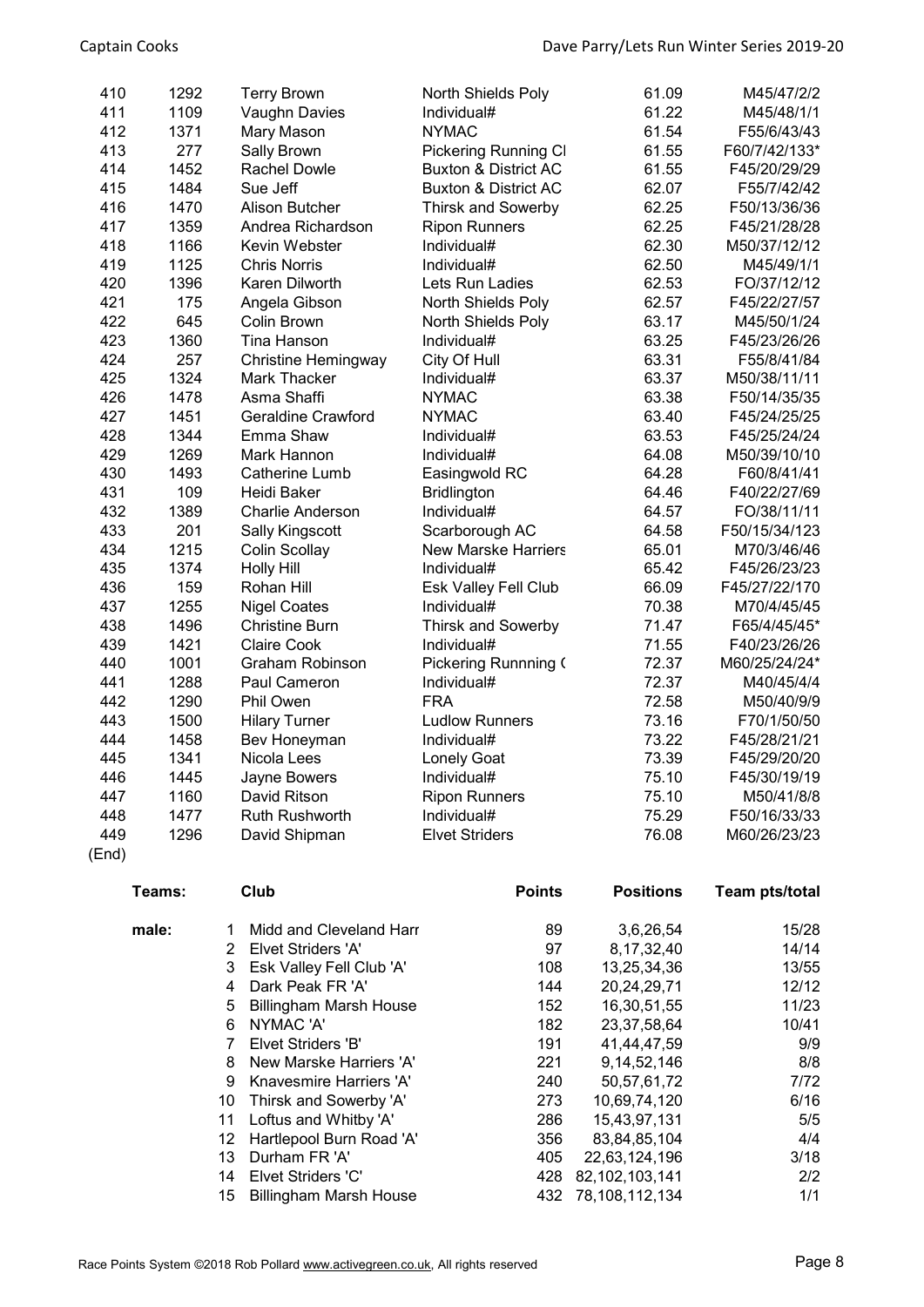| | | | | | |
|---|---|---|---|---|---|
| 410 | 1292 | Terry Brown | North Shields Poly | 61.09 | M45/47/2/2 |
| 411 | 1109 | Vaughn Davies | Individual# | 61.22 | M45/48/1/1 |
| 412 | 1371 | Mary Mason | NYMAC | 61.54 | F55/6/43/43 |
| 413 | 277 | Sally Brown | Pickering Running Cl | 61.55 | F60/7/42/133* |
| 414 | 1452 | Rachel Dowle | Buxton & District AC | 61.55 | F45/20/29/29 |
| 415 | 1484 | Sue Jeff | Buxton & District AC | 62.07 | F55/7/42/42 |
| 416 | 1470 | Alison Butcher | Thirsk and Sowerby | 62.25 | F50/13/36/36 |
| 417 | 1359 | Andrea Richardson | Ripon Runners | 62.25 | F45/21/28/28 |
| 418 | 1166 | Kevin Webster | Individual# | 62.30 | M50/37/12/12 |
| 419 | 1125 | Chris Norris | Individual# | 62.50 | M45/49/1/1 |
| 420 | 1396 | Karen Dilworth | Lets Run Ladies | 62.53 | FO/37/12/12 |
| 421 | 175 | Angela Gibson | North Shields Poly | 62.57 | F45/22/27/57 |
| 422 | 645 | Colin Brown | North Shields Poly | 63.17 | M45/50/1/24 |
| 423 | 1360 | Tina Hanson | Individual# | 63.25 | F45/23/26/26 |
| 424 | 257 | Christine Hemingway | City Of Hull | 63.31 | F55/8/41/84 |
| 425 | 1324 | Mark Thacker | Individual# | 63.37 | M50/38/11/11 |
| 426 | 1478 | Asma Shaffi | NYMAC | 63.38 | F50/14/35/35 |
| 427 | 1451 | Geraldine Crawford | NYMAC | 63.40 | F45/24/25/25 |
| 428 | 1344 | Emma Shaw | Individual# | 63.53 | F45/25/24/24 |
| 429 | 1269 | Mark Hannon | Individual# | 64.08 | M50/39/10/10 |
| 430 | 1493 | Catherine Lumb | Easingwold RC | 64.28 | F60/8/41/41 |
| 431 | 109 | Heidi Baker | Bridlington | 64.46 | F40/22/27/69 |
| 432 | 1389 | Charlie Anderson | Individual# | 64.57 | FO/38/11/11 |
| 433 | 201 | Sally Kingscott | Scarborough AC | 64.58 | F50/15/34/123 |
| 434 | 1215 | Colin Scollay | New Marske Harriers | 65.01 | M70/3/46/46 |
| 435 | 1374 | Holly Hill | Individual# | 65.42 | F45/26/23/23 |
| 436 | 159 | Rohan Hill | Esk Valley Fell Club | 66.09 | F45/27/22/170 |
| 437 | 1255 | Nigel Coates | Individual# | 70.38 | M70/4/45/45 |
| 438 | 1496 | Christine Burn | Thirsk and Sowerby | 71.47 | F65/4/45/45* |
| 439 | 1421 | Claire Cook | Individual# | 71.55 | F40/23/26/26 |
| 440 | 1001 | Graham Robinson | Pickering Runnning ( | 72.37 | M60/25/24/24* |
| 441 | 1288 | Paul Cameron | Individual# | 72.37 | M40/45/4/4 |
| 442 | 1290 | Phil Owen | FRA | 72.58 | M50/40/9/9 |
| 443 | 1500 | Hilary Turner | Ludlow Runners | 73.16 | F70/1/50/50 |
| 444 | 1458 | Bev Honeyman | Individual# | 73.22 | F45/28/21/21 |
| 445 | 1341 | Nicola Lees | Lonely Goat | 73.39 | F45/29/20/20 |
| 446 | 1445 | Jayne Bowers | Individual# | 75.10 | F45/30/19/19 |
| 447 | 1160 | David Ritson | Ripon Runners | 75.10 | M50/41/8/8 |
| 448 | 1477 | Ruth Rushworth | Individual# | 75.29 | F50/16/33/33 |
| 449 | 1296 | David Shipman | Elvet Striders | 76.08 | M60/26/23/23 |

(End)

| Teams: | | Club | Points | Positions | Team pts/total |
|---|---|---|---|---|---|
| male: | 1 | Midd and Cleveland Harr | 89 | 3,6,26,54 | 15/28 |
| | 2 | Elvet Striders 'A' | 97 | 8,17,32,40 | 14/14 |
| | 3 | Esk Valley Fell Club 'A' | 108 | 13,25,34,36 | 13/55 |
| | 4 | Dark Peak FR 'A' | 144 | 20,24,29,71 | 12/12 |
| | 5 | Billingham Marsh House | 152 | 16,30,51,55 | 11/23 |
| | 6 | NYMAC 'A' | 182 | 23,37,58,64 | 10/41 |
| | 7 | Elvet Striders 'B' | 191 | 41,44,47,59 | 9/9 |
| | 8 | New Marske Harriers 'A' | 221 | 9,14,52,146 | 8/8 |
| | 9 | Knavesmire Harriers 'A' | 240 | 50,57,61,72 | 7/72 |
| | 10 | Thirsk and Sowerby 'A' | 273 | 10,69,74,120 | 6/16 |
| | 11 | Loftus and Whitby 'A' | 286 | 15,43,97,131 | 5/5 |
| | 12 | Hartlepool Burn Road 'A' | 356 | 83,84,85,104 | 4/4 |
| | 13 | Durham FR 'A' | 405 | 22,63,124,196 | 3/18 |
| | 14 | Elvet Striders 'C' | 428 | 82,102,103,141 | 2/2 |
| | 15 | Billingham Marsh House | 432 | 78,108,112,134 | 1/1 |

Race Points System ©2018 Rob Pollard www.activegreen.co.uk, All rights reserved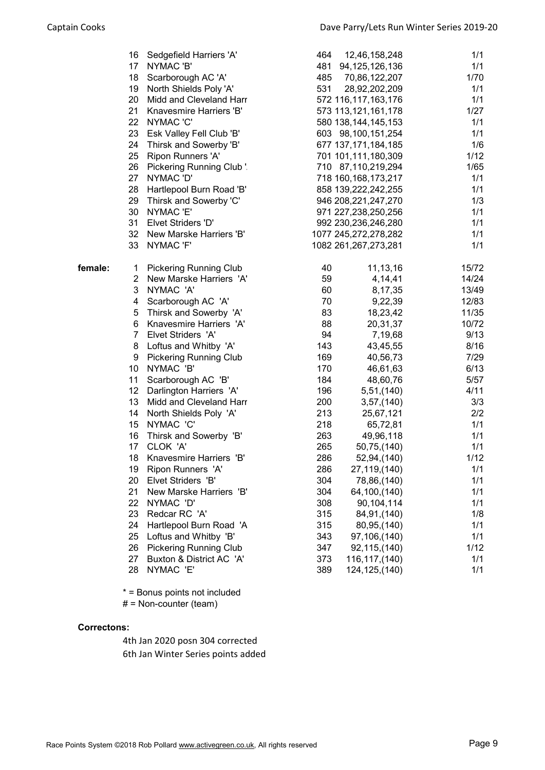| | Pos | Team | Points | Positions | |
|---|---|---|---|---|---|
| | 16 | Sedgefield Harriers 'A' | 464 | 12,46,158,248 | 1/1 |
| | 17 | NYMAC 'B' | 481 | 94,125,126,136 | 1/1 |
| | 18 | Scarborough AC 'A' | 485 | 70,86,122,207 | 1/70 |
| | 19 | North Shields Poly 'A' | 531 | 28,92,202,209 | 1/1 |
| | 20 | Midd and Cleveland Harr | 572 | 116,117,163,176 | 1/1 |
| | 21 | Knavesmire Harriers 'B' | 573 | 113,121,161,178 | 1/27 |
| | 22 | NYMAC 'C' | 580 | 138,144,145,153 | 1/1 |
| | 23 | Esk Valley Fell Club 'B' | 603 | 98,100,151,254 | 1/1 |
| | 24 | Thirsk and Sowerby 'B' | 677 | 137,171,184,185 | 1/6 |
| | 25 | Ripon Runners 'A' | 701 | 101,111,180,309 | 1/12 |
| | 26 | Pickering Running Club '. | 710 | 87,110,219,294 | 1/65 |
| | 27 | NYMAC 'D' | 718 | 160,168,173,217 | 1/1 |
| | 28 | Hartlepool Burn Road 'B' | 858 | 139,222,242,255 | 1/1 |
| | 29 | Thirsk and Sowerby 'C' | 946 | 208,221,247,270 | 1/3 |
| | 30 | NYMAC 'E' | 971 | 227,238,250,256 | 1/1 |
| | 31 | Elvet Striders 'D' | 992 | 230,236,246,280 | 1/1 |
| | 32 | New Marske Harriers 'B' | 1077 | 245,272,278,282 | 1/1 |
| | 33 | NYMAC 'F' | 1082 | 261,267,273,281 | 1/1 |
| **female:** | 1 | Pickering Running Club | 40 | 11,13,16 | 15/72 |
| | 2 | New Marske Harriers 'A' | 59 | 4,14,41 | 14/24 |
| | 3 | NYMAC 'A' | 60 | 8,17,35 | 13/49 |
| | 4 | Scarborough AC 'A' | 70 | 9,22,39 | 12/83 |
| | 5 | Thirsk and Sowerby 'A' | 83 | 18,23,42 | 11/35 |
| | 6 | Knavesmire Harriers 'A' | 88 | 20,31,37 | 10/72 |
| | 7 | Elvet Striders 'A' | 94 | 7,19,68 | 9/13 |
| | 8 | Loftus and Whitby 'A' | 143 | 43,45,55 | 8/16 |
| | 9 | Pickering Running Club | 169 | 40,56,73 | 7/29 |
| | 10 | NYMAC 'B' | 170 | 46,61,63 | 6/13 |
| | 11 | Scarborough AC 'B' | 184 | 48,60,76 | 5/57 |
| | 12 | Darlington Harriers 'A' | 196 | 5,51,(140) | 4/11 |
| | 13 | Midd and Cleveland Harr | 200 | 3,57,(140) | 3/3 |
| | 14 | North Shields Poly 'A' | 213 | 25,67,121 | 2/2 |
| | 15 | NYMAC 'C' | 218 | 65,72,81 | 1/1 |
| | 16 | Thirsk and Sowerby 'B' | 263 | 49,96,118 | 1/1 |
| | 17 | CLOK 'A' | 265 | 50,75,(140) | 1/1 |
| | 18 | Knavesmire Harriers 'B' | 286 | 52,94,(140) | 1/12 |
| | 19 | Ripon Runners 'A' | 286 | 27,119,(140) | 1/1 |
| | 20 | Elvet Striders 'B' | 304 | 78,86,(140) | 1/1 |
| | 21 | New Marske Harriers 'B' | 304 | 64,100,(140) | 1/1 |
| | 22 | NYMAC 'D' | 308 | 90,104,114 | 1/1 |
| | 23 | Redcar RC 'A' | 315 | 84,91,(140) | 1/8 |
| | 24 | Hartlepool Burn Road 'A | 315 | 80,95,(140) | 1/1 |
| | 25 | Loftus and Whitby 'B' | 343 | 97,106,(140) | 1/1 |
| | 26 | Pickering Running Club | 347 | 92,115,(140) | 1/12 |
| | 27 | Buxton & District AC 'A' | 373 | 116,117,(140) | 1/1 |
| | 28 | NYMAC 'E' | 389 | 124,125,(140) | 1/1 |

* = Bonus points not included
# = Non-counter (team)

**Correctons:**

4th Jan 2020 posn 304 corrected
6th Jan Winter Series points added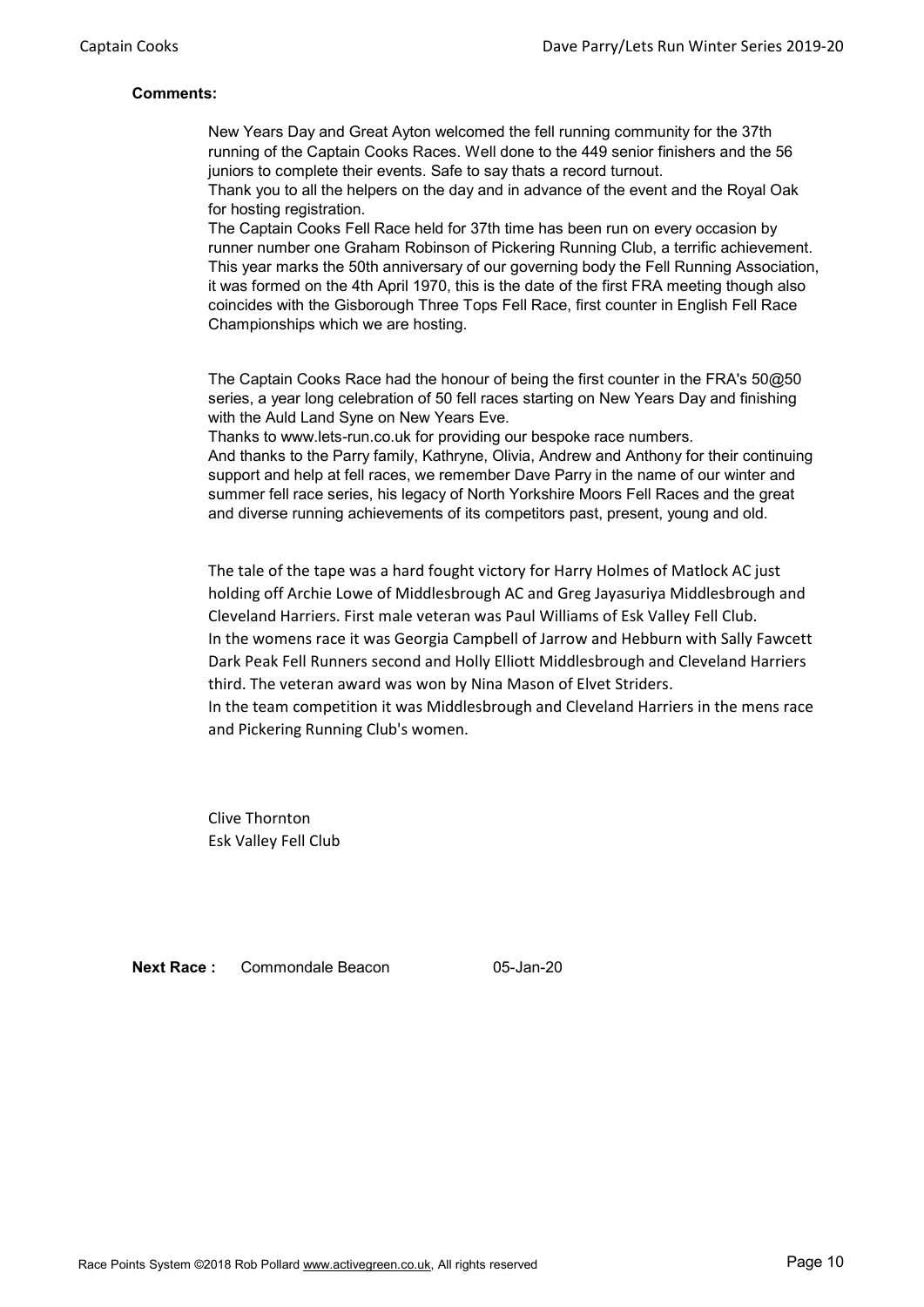**Comments:**

New Years Day and Great Ayton welcomed the fell running community for the 37th running of the Captain Cooks Races. Well done to the 449 senior finishers and the 56 juniors to complete their events. Safe to say thats a record turnout.
Thank you to all the helpers on the day and in advance of the event and the Royal Oak for hosting registration.
The Captain Cooks Fell Race held for 37th time has been run on every occasion by runner number one Graham Robinson of Pickering Running Club, a terrific achievement.
This year marks the 50th anniversary of our governing body the Fell Running Association, it was formed on the 4th April 1970, this is the date of the first FRA meeting though also coincides with the Gisborough Three Tops Fell Race, first counter in English Fell Race Championships which we are hosting.

The Captain Cooks Race had the honour of being the first counter in the FRA's 50@50 series, a year long celebration of 50 fell races starting on New Years Day and finishing with the Auld Land Syne on New Years Eve.
Thanks to www.lets-run.co.uk for providing our bespoke race numbers.
And thanks to the Parry family, Kathryne, Olivia, Andrew and Anthony for their continuing support and help at fell races, we remember Dave Parry in the name of our winter and summer fell race series, his legacy of North Yorkshire Moors Fell Races and the great and diverse running achievements of its competitors past, present, young and old.

The tale of the tape was a hard fought victory for Harry Holmes of Matlock AC just holding off Archie Lowe of Middlesbrough AC and Greg Jayasuriya Middlesbrough and Cleveland Harriers. First male veteran was Paul Williams of Esk Valley Fell Club.
In the womens race it was Georgia Campbell of Jarrow and Hebburn with Sally Fawcett Dark Peak Fell Runners second and Holly Elliott Middlesbrough and Cleveland Harriers third. The veteran award was won by Nina Mason of Elvet Striders.
In the team competition it was Middlesbrough and Cleveland Harriers in the mens race and Pickering Running Club's women.

Clive Thornton
Esk Valley Fell Club

**Next Race :** Commondale Beacon 05-Jan-20